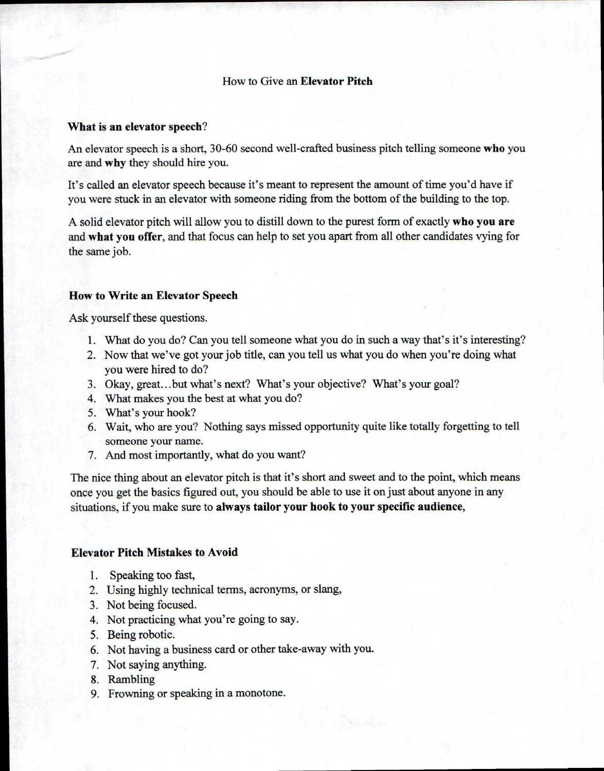# How to Give an **Elevator Pitch**

## What is an elevator speech?

An elevator speech is a short, 30-60 second well-crafted business pitch telling someone **who** you are and **why** they should hire you.

It's called an elevator speech because it's meant to represent the amount of time you'd have if you were stuck in an elevator with someone riding from the bottom of the building to the top.

A solid elevator pitch will allow you to distill down to the purest form of exactly **who you are** and **what you offer**, and that focus can help to set you apart from all other candidates vying for the same job.

## How to Write an Elevator Speech

Ask yourself these questions.

1. What do you do? Can you tell someone what you do in such a way that's it's interesting?
2. Now that we've got your job title, can you tell us what you do when you're doing what you were hired to do?
3. Okay, great…but what's next? What's your objective? What's your goal?
4. What makes you the best at what you do?
5. What's your hook?
6. Wait, who are you? Nothing says missed opportunity quite like totally forgetting to tell someone your name.
7. And most importantly, what do you want?

The nice thing about an elevator pitch is that it's short and sweet and to the point, which means once you get the basics figured out, you should be able to use it on just about anyone in any situations, if you make sure to **always tailor your hook to your specific audience**,

## Elevator Pitch Mistakes to Avoid

1. Speaking too fast,
2. Using highly technical terms, acronyms, or slang,
3. Not being focused.
4. Not practicing what you're going to say.
5. Being robotic.
6. Not having a business card or other take-away with you.
7. Not saying anything.
8. Rambling
9. Frowning or speaking in a monotone.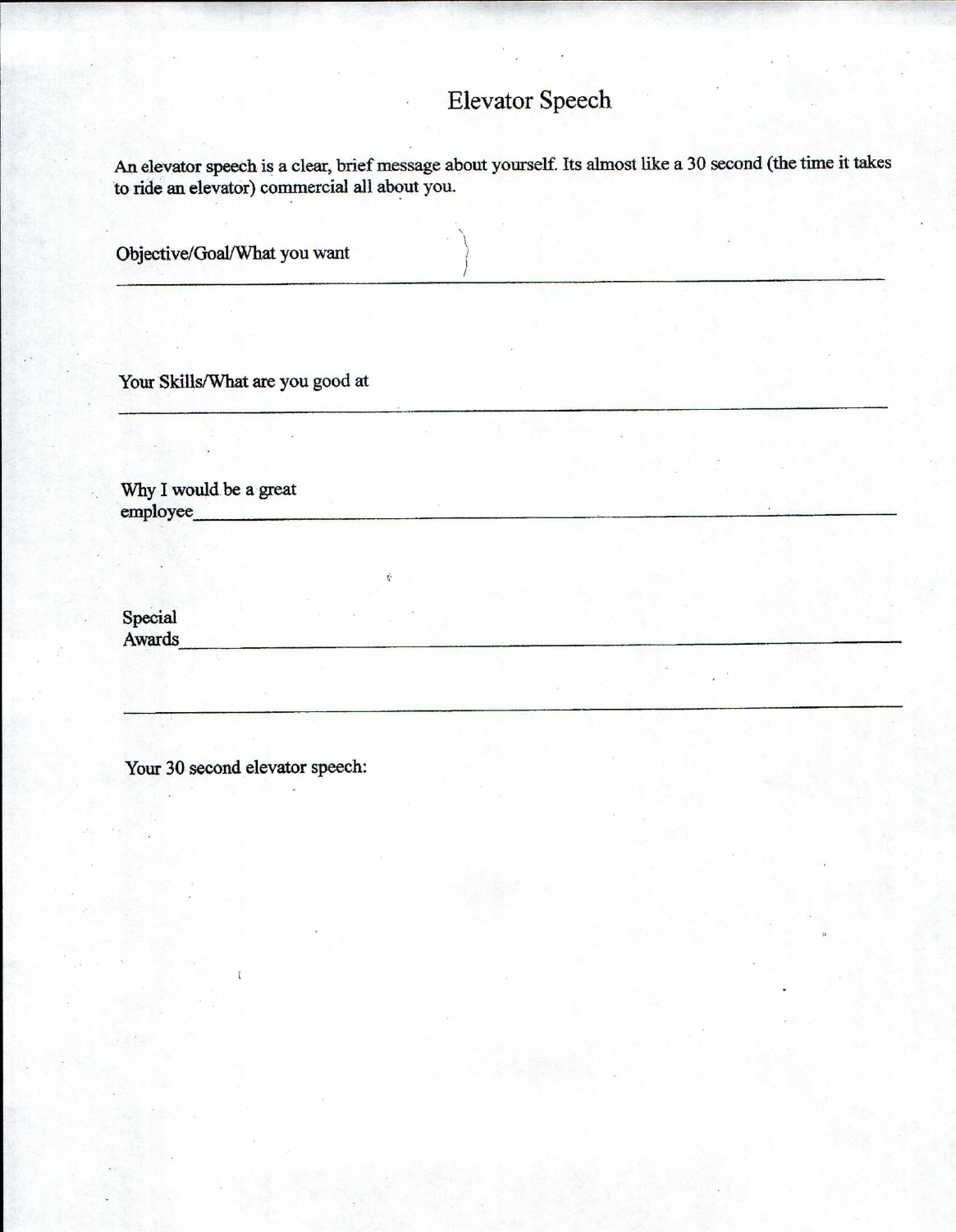# Elevator Speech

An elevator speech is a clear, brief message about yourself. Its almost like a 30 second (the time it takes to ride an elevator) commercial all about you.

Objective/Goal/What you want

______________________________________________________________________

Your Skills/What are you good at

______________________________________________________________________

Why I would be a great employee______________________________________________________________________

Special Awards______________________________________________________________________

______________________________________________________________________

Your 30 second elevator speech: